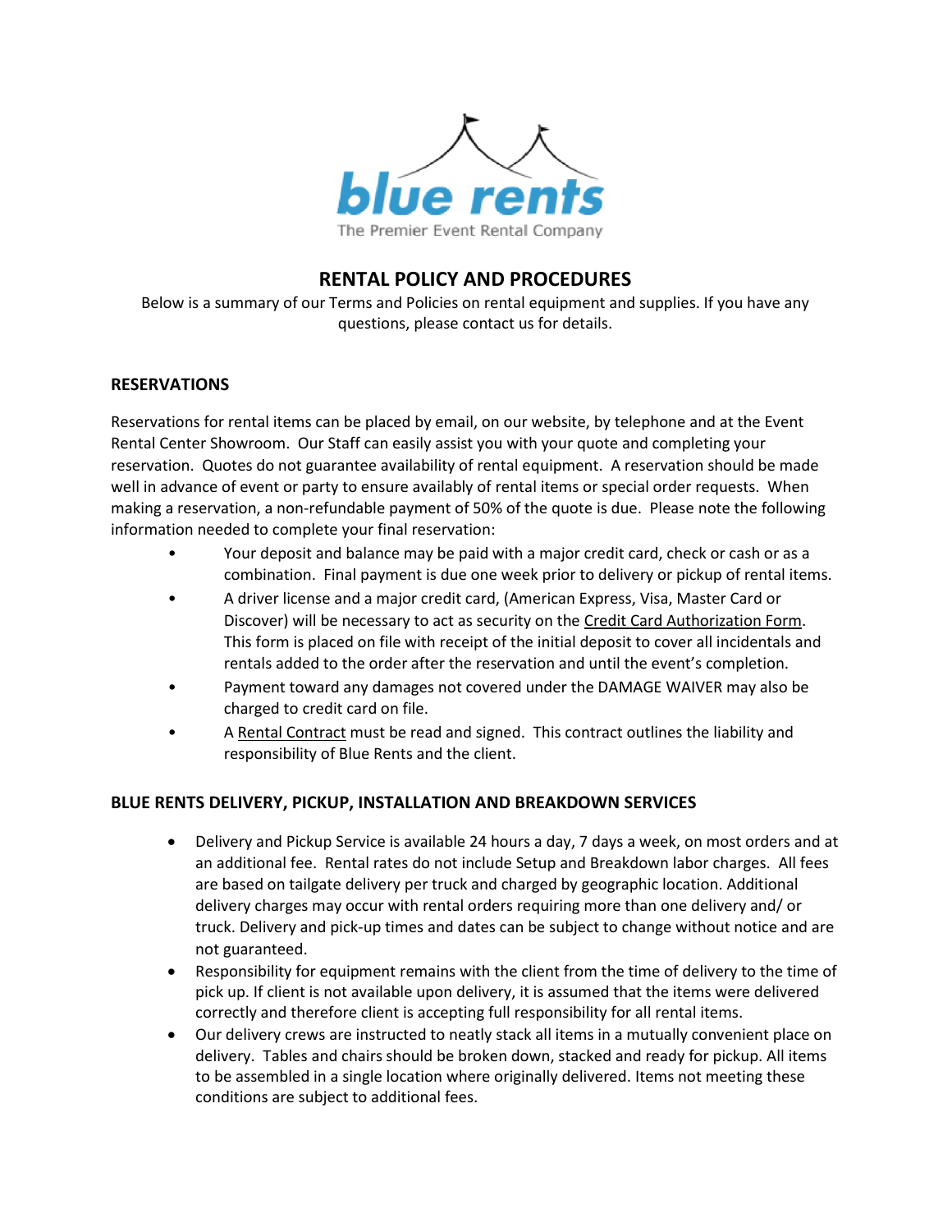blue rents

The Premier Event Rental Company

# RENTAL POLICY AND PROCEDURES

Below is a summary of our Terms and Policies on rental equipment and supplies. If you have any questions, please contact us for details.

## RESERVATIONS

Reservations for rental items can be placed by email, on our website, by telephone and at the Event Rental Center Showroom. Our Staff can easily assist you with your quote and completing your reservation. Quotes do not guarantee availability of rental equipment. A reservation should be made well in advance of event or party to ensure availably of rental items or special order requests. When making a reservation, a non-refundable payment of 50% of the quote is due. Please note the following information needed to complete your final reservation:

- Your deposit and balance may be paid with a major credit card, check or cash or as a combination. Final payment is due one week prior to delivery or pickup of rental items.
- A driver license and a major credit card, (American Express, Visa, Master Card or Discover) will be necessary to act as security on the Credit Card Authorization Form. This form is placed on file with receipt of the initial deposit to cover all incidentals and rentals added to the order after the reservation and until the event's completion.
- Payment toward any damages not covered under the DAMAGE WAIVER may also be charged to credit card on file.
- A Rental Contract must be read and signed. This contract outlines the liability and responsibility of Blue Rents and the client.

## BLUE RENTS DELIVERY, PICKUP, INSTALLATION AND BREAKDOWN SERVICES

- Delivery and Pickup Service is available 24 hours a day, 7 days a week, on most orders and at an additional fee. Rental rates do not include Setup and Breakdown labor charges. All fees are based on tailgate delivery per truck and charged by geographic location. Additional delivery charges may occur with rental orders requiring more than one delivery and/ or truck. Delivery and pick-up times and dates can be subject to change without notice and are not guaranteed.
- Responsibility for equipment remains with the client from the time of delivery to the time of pick up. If client is not available upon delivery, it is assumed that the items were delivered correctly and therefore client is accepting full responsibility for all rental items.
- Our delivery crews are instructed to neatly stack all items in a mutually convenient place on delivery. Tables and chairs should be broken down, stacked and ready for pickup. All items to be assembled in a single location where originally delivered. Items not meeting these conditions are subject to additional fees.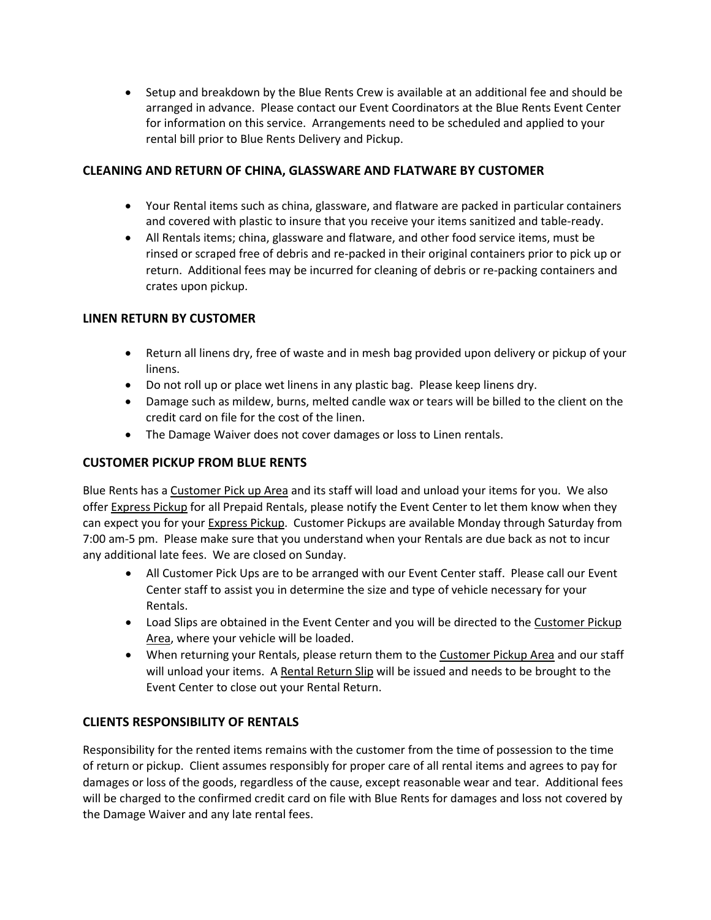- Setup and breakdown by the Blue Rents Crew is available at an additional fee and should be arranged in advance. Please contact our Event Coordinators at the Blue Rents Event Center for information on this service. Arrangements need to be scheduled and applied to your rental bill prior to Blue Rents Delivery and Pickup.

## CLEANING AND RETURN OF CHINA, GLASSWARE AND FLATWARE BY CUSTOMER

- Your Rental items such as china, glassware, and flatware are packed in particular containers and covered with plastic to insure that you receive your items sanitized and table-ready.
- All Rentals items; china, glassware and flatware, and other food service items, must be rinsed or scraped free of debris and re-packed in their original containers prior to pick up or return. Additional fees may be incurred for cleaning of debris or re-packing containers and crates upon pickup.

## LINEN RETURN BY CUSTOMER

- Return all linens dry, free of waste and in mesh bag provided upon delivery or pickup of your linens.
- Do not roll up or place wet linens in any plastic bag. Please keep linens dry.
- Damage such as mildew, burns, melted candle wax or tears will be billed to the client on the credit card on file for the cost of the linen.
- The Damage Waiver does not cover damages or loss to Linen rentals.

## CUSTOMER PICKUP FROM BLUE RENTS

Blue Rents has a Customer Pick up Area and its staff will load and unload your items for you. We also offer Express Pickup for all Prepaid Rentals, please notify the Event Center to let them know when they can expect you for your Express Pickup. Customer Pickups are available Monday through Saturday from 7:00 am-5 pm. Please make sure that you understand when your Rentals are due back as not to incur any additional late fees. We are closed on Sunday.

- All Customer Pick Ups are to be arranged with our Event Center staff. Please call our Event Center staff to assist you in determine the size and type of vehicle necessary for your Rentals.
- Load Slips are obtained in the Event Center and you will be directed to the Customer Pickup Area, where your vehicle will be loaded.
- When returning your Rentals, please return them to the Customer Pickup Area and our staff will unload your items. A Rental Return Slip will be issued and needs to be brought to the Event Center to close out your Rental Return.

## CLIENTS RESPONSIBILITY OF RENTALS

Responsibility for the rented items remains with the customer from the time of possession to the time of return or pickup. Client assumes responsibly for proper care of all rental items and agrees to pay for damages or loss of the goods, regardless of the cause, except reasonable wear and tear. Additional fees will be charged to the confirmed credit card on file with Blue Rents for damages and loss not covered by the Damage Waiver and any late rental fees.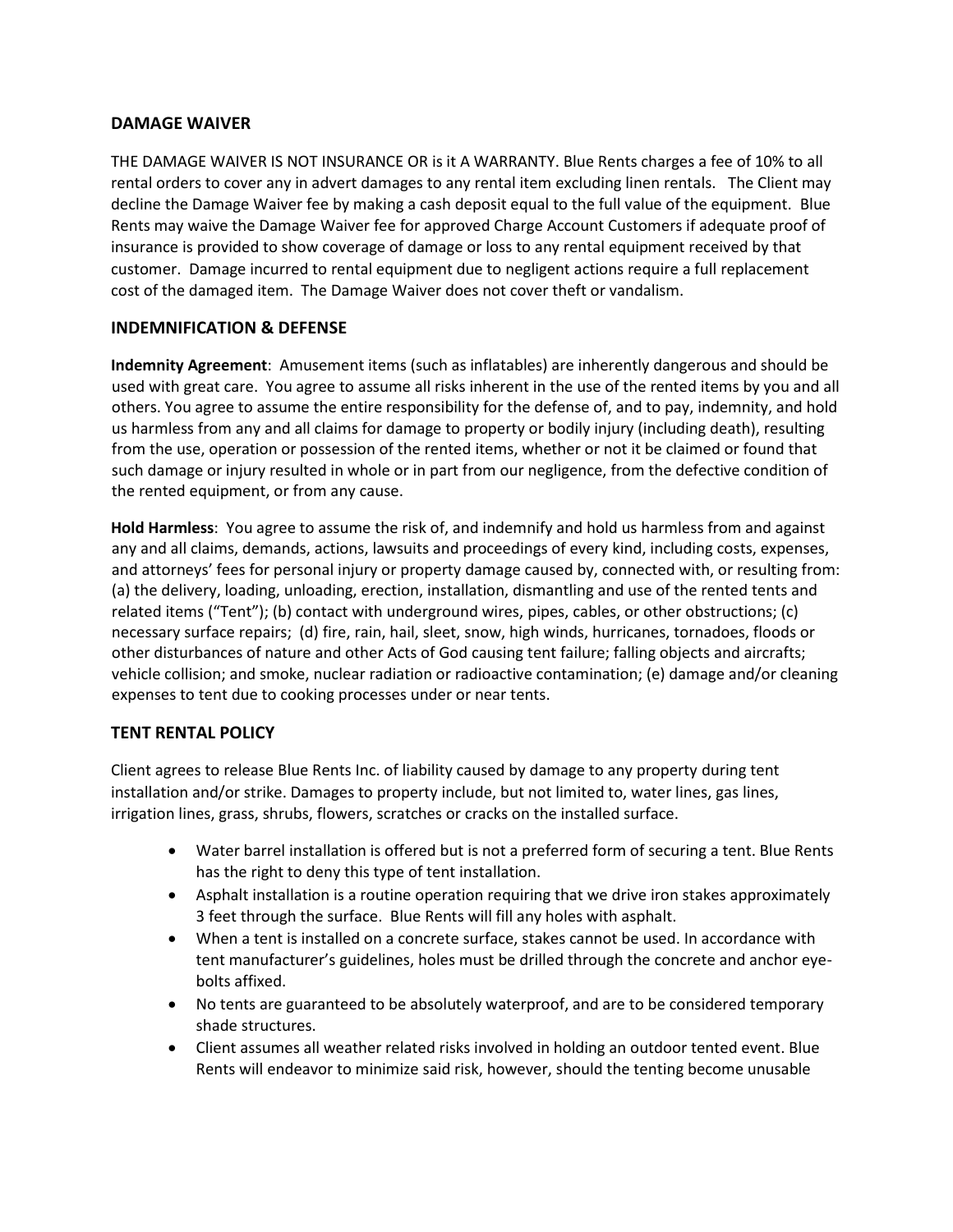## DAMAGE WAIVER

THE DAMAGE WAIVER IS NOT INSURANCE OR is it A WARRANTY. Blue Rents charges a fee of 10% to all rental orders to cover any in advert damages to any rental item excluding linen rentals. The Client may decline the Damage Waiver fee by making a cash deposit equal to the full value of the equipment. Blue Rents may waive the Damage Waiver fee for approved Charge Account Customers if adequate proof of insurance is provided to show coverage of damage or loss to any rental equipment received by that customer. Damage incurred to rental equipment due to negligent actions require a full replacement cost of the damaged item. The Damage Waiver does not cover theft or vandalism.

## INDEMNIFICATION & DEFENSE

**Indemnity Agreement**: Amusement items (such as inflatables) are inherently dangerous and should be used with great care. You agree to assume all risks inherent in the use of the rented items by you and all others. You agree to assume the entire responsibility for the defense of, and to pay, indemnity, and hold us harmless from any and all claims for damage to property or bodily injury (including death), resulting from the use, operation or possession of the rented items, whether or not it be claimed or found that such damage or injury resulted in whole or in part from our negligence, from the defective condition of the rented equipment, or from any cause.

**Hold Harmless**: You agree to assume the risk of, and indemnify and hold us harmless from and against any and all claims, demands, actions, lawsuits and proceedings of every kind, including costs, expenses, and attorneys' fees for personal injury or property damage caused by, connected with, or resulting from: (a) the delivery, loading, unloading, erection, installation, dismantling and use of the rented tents and related items ("Tent"); (b) contact with underground wires, pipes, cables, or other obstructions; (c) necessary surface repairs; (d) fire, rain, hail, sleet, snow, high winds, hurricanes, tornadoes, floods or other disturbances of nature and other Acts of God causing tent failure; falling objects and aircrafts; vehicle collision; and smoke, nuclear radiation or radioactive contamination; (e) damage and/or cleaning expenses to tent due to cooking processes under or near tents.

## TENT RENTAL POLICY

Client agrees to release Blue Rents Inc. of liability caused by damage to any property during tent installation and/or strike. Damages to property include, but not limited to, water lines, gas lines, irrigation lines, grass, shrubs, flowers, scratches or cracks on the installed surface.

- Water barrel installation is offered but is not a preferred form of securing a tent. Blue Rents has the right to deny this type of tent installation.
- Asphalt installation is a routine operation requiring that we drive iron stakes approximately 3 feet through the surface. Blue Rents will fill any holes with asphalt.
- When a tent is installed on a concrete surface, stakes cannot be used. In accordance with tent manufacturer's guidelines, holes must be drilled through the concrete and anchor eye-bolts affixed.
- No tents are guaranteed to be absolutely waterproof, and are to be considered temporary shade structures.
- Client assumes all weather related risks involved in holding an outdoor tented event. Blue Rents will endeavor to minimize said risk, however, should the tenting become unusable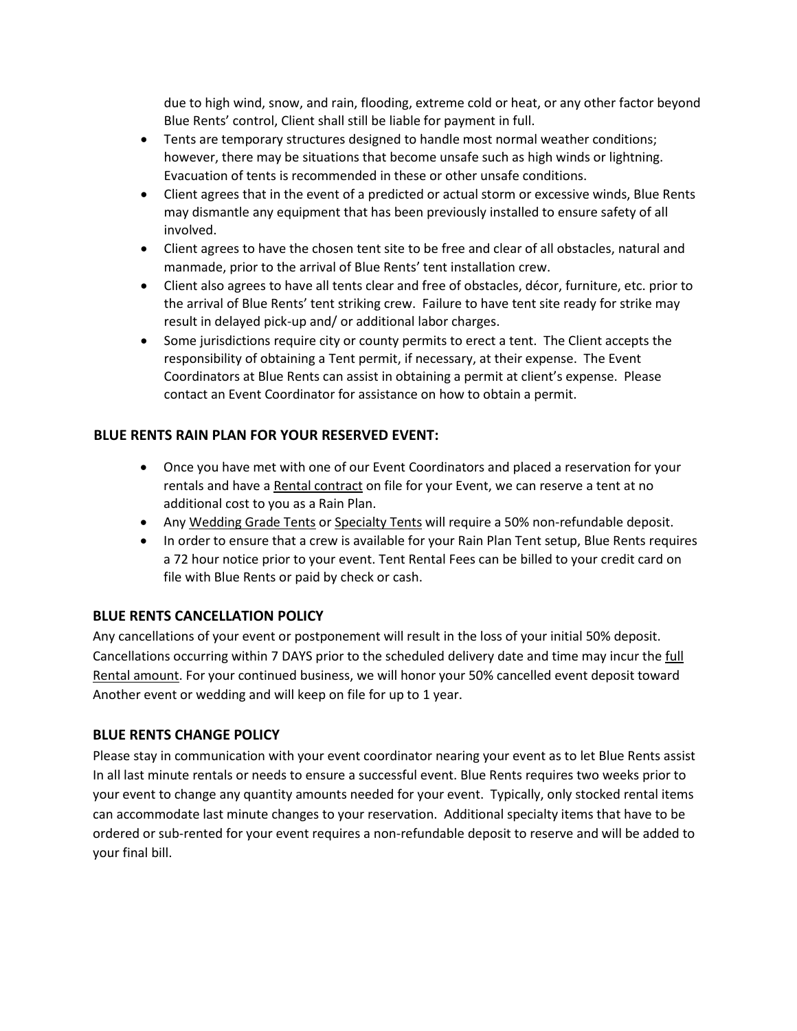due to high wind, snow, and rain, flooding, extreme cold or heat, or any other factor beyond Blue Rents' control, Client shall still be liable for payment in full.

- Tents are temporary structures designed to handle most normal weather conditions; however, there may be situations that become unsafe such as high winds or lightning. Evacuation of tents is recommended in these or other unsafe conditions.
- Client agrees that in the event of a predicted or actual storm or excessive winds, Blue Rents may dismantle any equipment that has been previously installed to ensure safety of all involved.
- Client agrees to have the chosen tent site to be free and clear of all obstacles, natural and manmade, prior to the arrival of Blue Rents' tent installation crew.
- Client also agrees to have all tents clear and free of obstacles, décor, furniture, etc. prior to the arrival of Blue Rents' tent striking crew. Failure to have tent site ready for strike may result in delayed pick-up and/ or additional labor charges.
- Some jurisdictions require city or county permits to erect a tent. The Client accepts the responsibility of obtaining a Tent permit, if necessary, at their expense. The Event Coordinators at Blue Rents can assist in obtaining a permit at client's expense. Please contact an Event Coordinator for assistance on how to obtain a permit.

## BLUE RENTS RAIN PLAN FOR YOUR RESERVED EVENT:

- Once you have met with one of our Event Coordinators and placed a reservation for your rentals and have a Rental contract on file for your Event, we can reserve a tent at no additional cost to you as a Rain Plan.
- Any Wedding Grade Tents or Specialty Tents will require a 50% non-refundable deposit.
- In order to ensure that a crew is available for your Rain Plan Tent setup, Blue Rents requires a 72 hour notice prior to your event. Tent Rental Fees can be billed to your credit card on file with Blue Rents or paid by check or cash.

## BLUE RENTS CANCELLATION POLICY

Any cancellations of your event or postponement will result in the loss of your initial 50% deposit. Cancellations occurring within 7 DAYS prior to the scheduled delivery date and time may incur the full Rental amount. For your continued business, we will honor your 50% cancelled event deposit toward Another event or wedding and will keep on file for up to 1 year.

## BLUE RENTS CHANGE POLICY

Please stay in communication with your event coordinator nearing your event as to let Blue Rents assist In all last minute rentals or needs to ensure a successful event. Blue Rents requires two weeks prior to your event to change any quantity amounts needed for your event. Typically, only stocked rental items can accommodate last minute changes to your reservation. Additional specialty items that have to be ordered or sub-rented for your event requires a non-refundable deposit to reserve and will be added to your final bill.